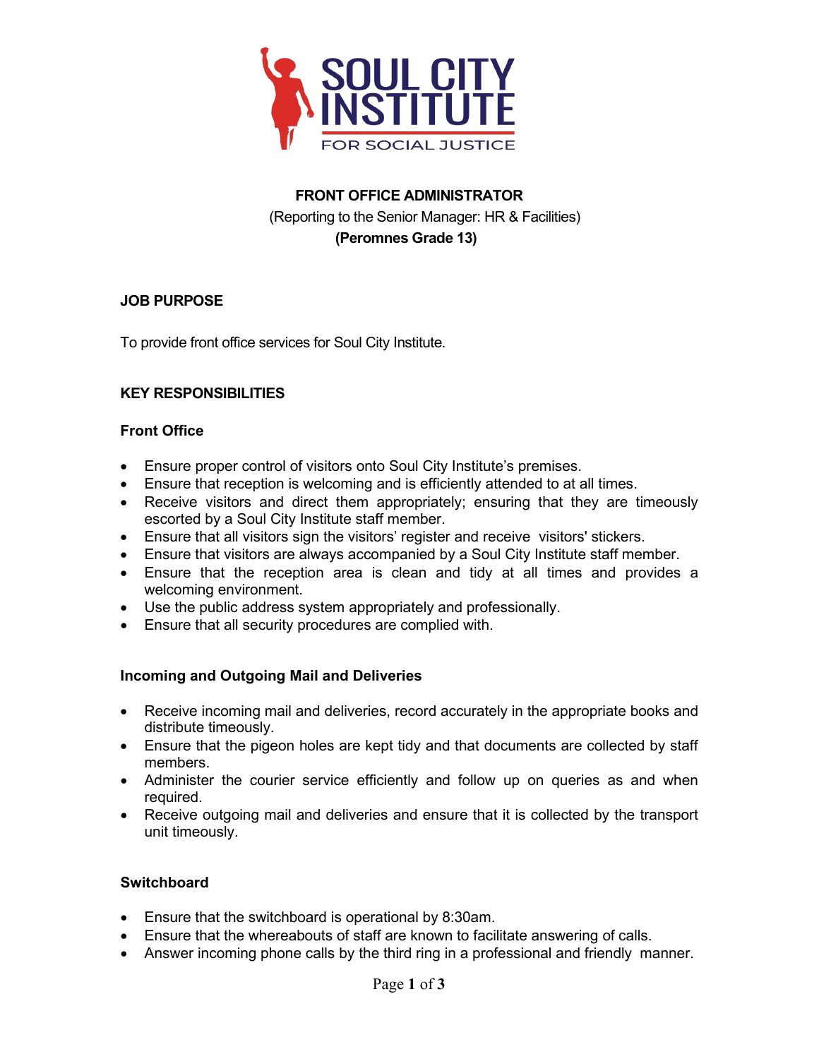# FRONT OFFICE ADMINISTRATOR

(Reporting to the Senior Manager: HR & Facilities)

**(Peromnes Grade 13)**

## JOB PURPOSE

To provide front office services for Soul City Institute.

## KEY RESPONSIBILITIES

### Front Office

- Ensure proper control of visitors onto Soul City Institute's premises.
- Ensure that reception is welcoming and is efficiently attended to at all times.
- Receive visitors and direct them appropriately; ensuring that they are timeously escorted by a Soul City Institute staff member.
- Ensure that all visitors sign the visitors' register and receive visitors' stickers.
- Ensure that visitors are always accompanied by a Soul City Institute staff member.
- Ensure that the reception area is clean and tidy at all times and provides a welcoming environment.
- Use the public address system appropriately and professionally.
- Ensure that all security procedures are complied with.

### Incoming and Outgoing Mail and Deliveries

- Receive incoming mail and deliveries, record accurately in the appropriate books and distribute timeously.
- Ensure that the pigeon holes are kept tidy and that documents are collected by staff members.
- Administer the courier service efficiently and follow up on queries as and when required.
- Receive outgoing mail and deliveries and ensure that it is collected by the transport unit timeously.

### Switchboard

- Ensure that the switchboard is operational by 8:30am.
- Ensure that the whereabouts of staff are known to facilitate answering of calls.
- Answer incoming phone calls by the third ring in a professional and friendly manner.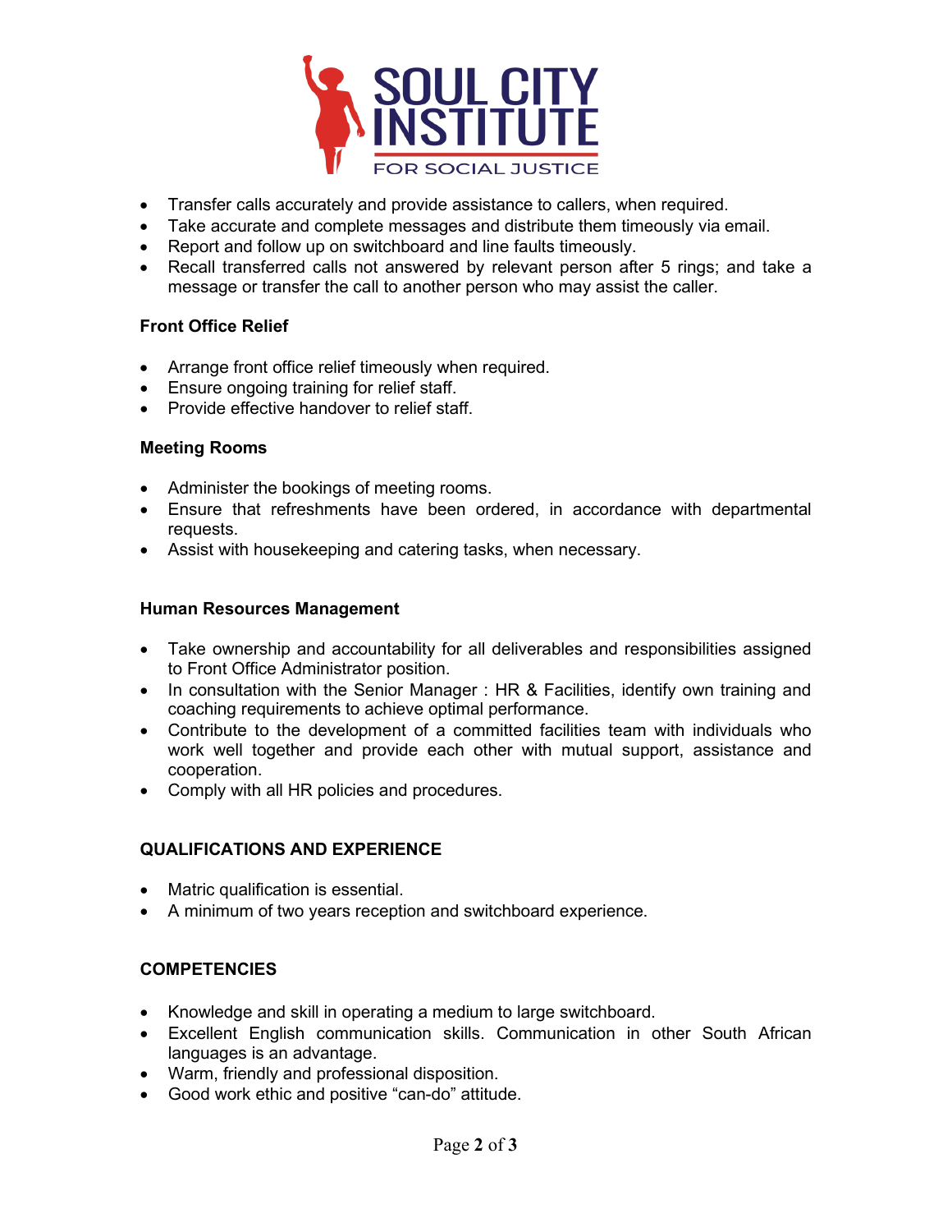- Transfer calls accurately and provide assistance to callers, when required.
- Take accurate and complete messages and distribute them timeously via email.
- Report and follow up on switchboard and line faults timeously.
- Recall transferred calls not answered by relevant person after 5 rings; and take a message or transfer the call to another person who may assist the caller.

**Front Office Relief**

- Arrange front office relief timeously when required.
- Ensure ongoing training for relief staff.
- Provide effective handover to relief staff.

**Meeting Rooms**

- Administer the bookings of meeting rooms.
- Ensure that refreshments have been ordered, in accordance with departmental requests.
- Assist with housekeeping and catering tasks, when necessary.

**Human Resources Management**

- Take ownership and accountability for all deliverables and responsibilities assigned to Front Office Administrator position.
- In consultation with the Senior Manager : HR & Facilities, identify own training and coaching requirements to achieve optimal performance.
- Contribute to the development of a committed facilities team with individuals who work well together and provide each other with mutual support, assistance and cooperation.
- Comply with all HR policies and procedures.

**QUALIFICATIONS AND EXPERIENCE**

- Matric qualification is essential.
- A minimum of two years reception and switchboard experience.

**COMPETENCIES**

- Knowledge and skill in operating a medium to large switchboard.
- Excellent English communication skills. Communication in other South African languages is an advantage.
- Warm, friendly and professional disposition.
- Good work ethic and positive “can-do” attitude.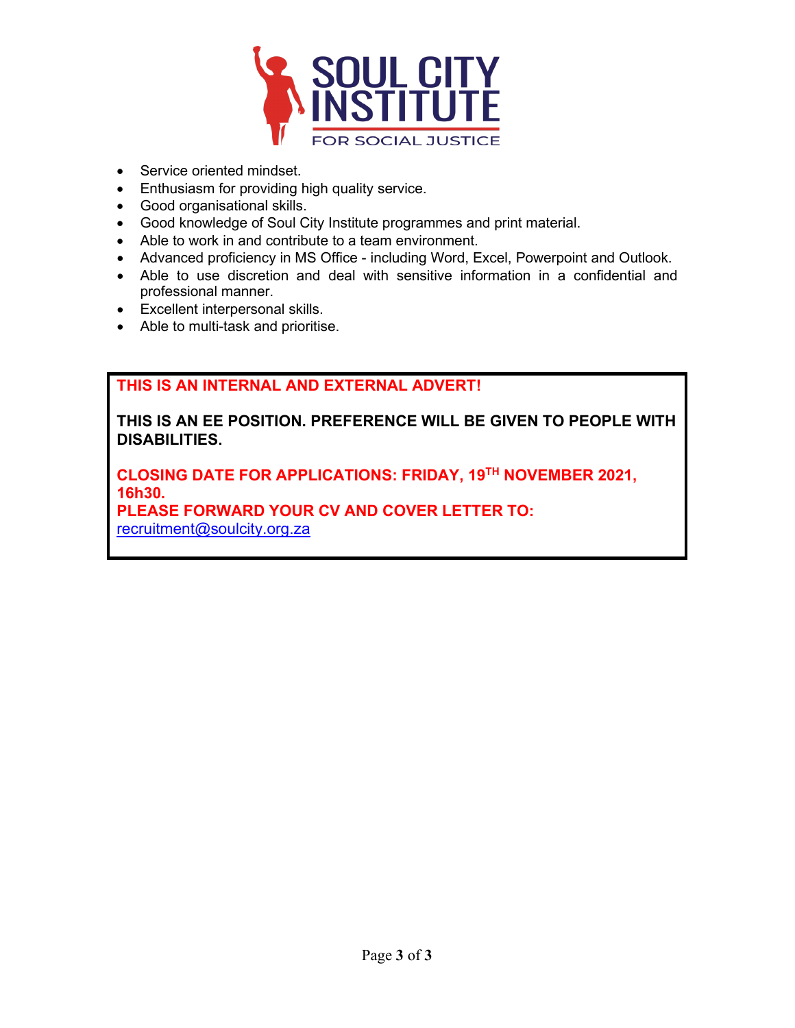- Service oriented mindset.
- Enthusiasm for providing high quality service.
- Good organisational skills.
- Good knowledge of Soul City Institute programmes and print material.
- Able to work in and contribute to a team environment.
- Advanced proficiency in MS Office - including Word, Excel, Powerpoint and Outlook.
- Able to use discretion and deal with sensitive information in a confidential and professional manner.
- Excellent interpersonal skills.
- Able to multi-task and prioritise.

**THIS IS AN INTERNAL AND EXTERNAL ADVERT!**

**THIS IS AN EE POSITION. PREFERENCE WILL BE GIVEN TO PEOPLE WITH DISABILITIES.**

**CLOSING DATE FOR APPLICATIONS: FRIDAY, 19TH NOVEMBER 2021, 16h30.**
**PLEASE FORWARD YOUR CV AND COVER LETTER TO:**
recruitment@soulcity.org.za